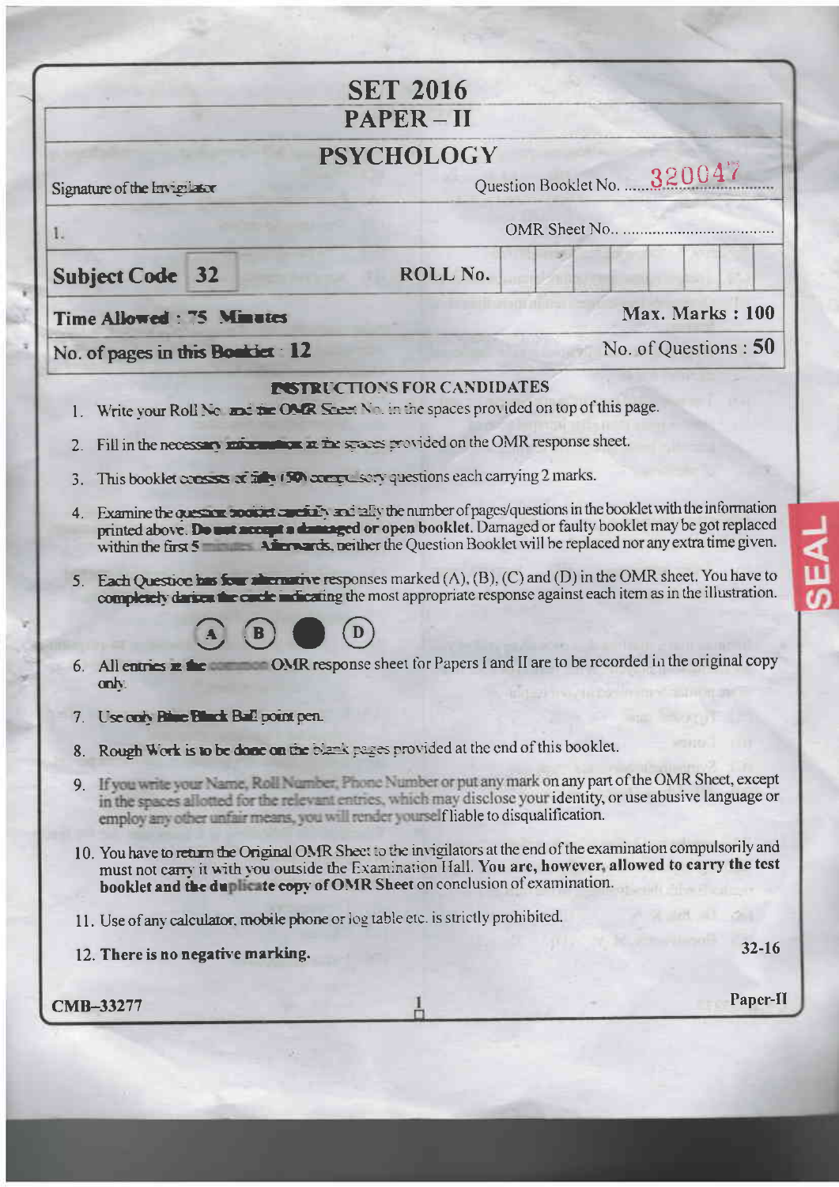# SET 2016

## PAPER – II

## PSYCHOLOGY

Signature of the Invigilator

Question Booklet No. ......320047......

1.

OMR Sheet No.. ..................................

| **Subject Code** | **32** | **ROLL No.** | | | | | | | | |
|---|---|---|---|---|---|---|---|---|---|---|

**Time Allowed : 75 Minutes** — **Max. Marks : 100**

**No. of pages in this Booklet : 12** — **No. of Questions : 50**

### INSTRUCTIONS FOR CANDIDATES

1. Write your Roll No. and the OMR Sheet No. in the spaces provided on top of this page.
2. Fill in the necessary information in the spaces provided on the OMR response sheet.
3. This booklet consists of fifty (50) compulsory questions each carrying 2 marks.
4. Examine the question booklet carefully and tally the number of pages/questions in the booklet with the information printed above. **Do not accept a damaged or open booklet.** Damaged or faulty booklet may be got replaced within the first 5 minutes. Afterwards, neither the Question Booklet will be replaced nor any extra time given.
5. Each Question has four alternative responses marked (A), (B), (C) and (D) in the OMR sheet. You have to completely darken the circle indicating the most appropriate response against each item as in the illustration.

   (A) (B) ● (D)

6. All entries in the common OMR response sheet for Papers I and II are to be recorded in the original copy only.
7. Use only Blue/Black Ball point pen.
8. Rough Work is to be done on the blank pages provided at the end of this booklet.
9. If you write your Name, Roll Number, Phone Number or put any mark on any part of the OMR Sheet, except in the spaces allotted for the relevant entries, which may disclose your identity, or use abusive language or employ any other unfair means, you will render yourself liable to disqualification.
10. You have to return the Original OMR Sheet to the invigilators at the end of the examination compulsorily and must not carry it with you outside the Examination Hall. **You are, however, allowed to carry the test booklet and the duplicate copy of OMR Sheet on conclusion of examination.**
11. Use of any calculator, mobile phone or log table etc. is strictly prohibited.
12. **There is no negative marking.**

32-16

CMB-33277

Paper-II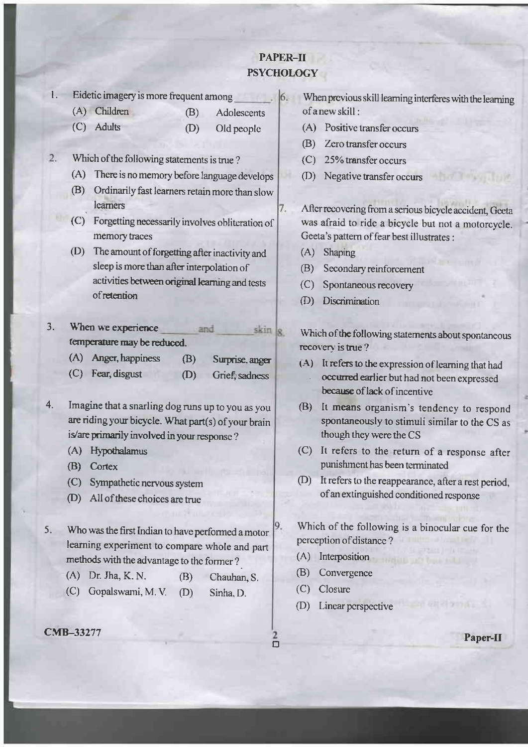# PAPER-II
## PSYCHOLOGY

1. Eidetic imagery is more frequent among _______.
   (A) Children (B) Adolescents
   (C) Adults (D) Old people

2. Which of the following statements is true ?
   (A) There is no memory before language develops
   (B) Ordinarily fast learners retain more than slow learners
   (C) Forgetting necessarily involves obliteration of memory traces
   (D) The amount of forgetting after inactivity and sleep is more than after interpolation of activities between original learning and tests of retention

3. When we experience _______ and _______ skin temperature may be reduced.
   (A) Anger, happiness (B) Surprise, anger
   (C) Fear, disgust (D) Grief, sadness

4. Imagine that a snarling dog runs up to you as you are riding your bicycle. What part(s) of your brain is/are primarily involved in your response ?
   (A) Hypothalamus
   (B) Cortex
   (C) Sympathetic nervous system
   (D) All of these choices are true

5. Who was the first Indian to have performed a motor learning experiment to compare whole and part methods with the advantage to the former ?
   (A) Dr. Jha, K. N. (B) Chauhan, S.
   (C) Gopalswami, M. V. (D) Sinha, D.

6. When previous skill learning interferes with the learning of a new skill :
   (A) Positive transfer occurs
   (B) Zero transfer occurs
   (C) 25% transfer occurs
   (D) Negative transfer occurs

7. After recovering from a serious bicycle accident, Geeta was afraid to ride a bicycle but not a motorcycle. Geeta's pattern of fear best illustrates :
   (A) Shaping
   (B) Secondary reinforcement
   (C) Spontaneous recovery
   (D) Discrimination

8. Which of the following statements about spontaneous recovery is true ?
   (A) It refers to the expression of learning that had occurred earlier but had not been expressed because of lack of incentive
   (B) It means organism's tendency to respond spontaneously to stimuli similar to the CS as though they were the CS
   (C) It refers to the return of a response after punishment has been terminated
   (D) It refers to the reappearance, after a rest period, of an extinguished conditioned response

9. Which of the following is a binocular cue for the perception of distance ?
   (A) Interposition
   (B) Convergence
   (C) Closure
   (D) Linear perspective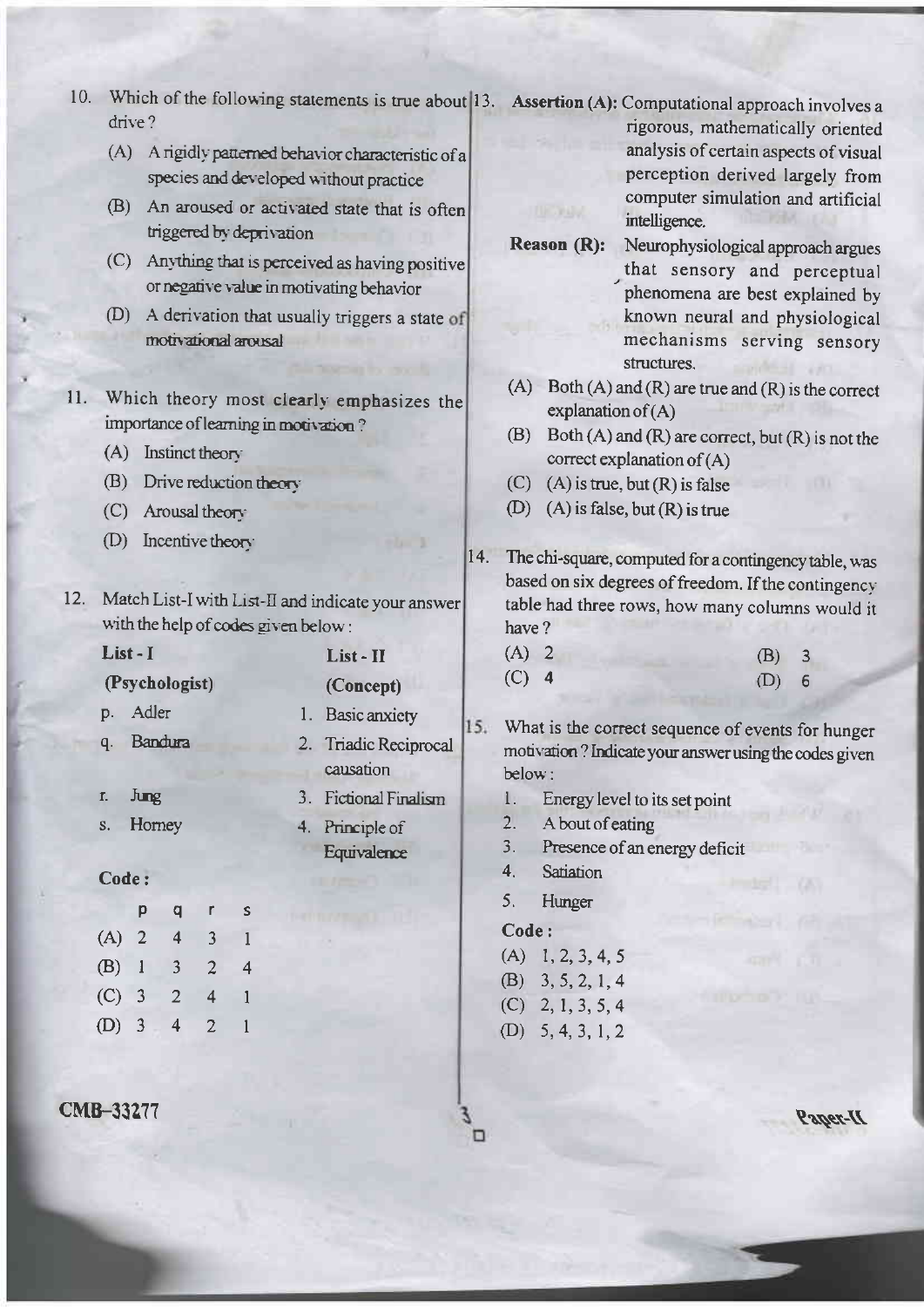10. Which of the following statements is true about drive?

    (A) A rigidly patterned behavior characteristic of a species and developed without practice

    (B) An aroused or activated state that is often triggered by deprivation

    (C) Anything that is perceived as having positive or negative value in motivating behavior

    (D) A derivation that usually triggers a state of motivational arousal

11. Which theory most clearly emphasizes the importance of learning in motivation?

    (A) Instinct theory

    (B) Drive reduction theory

    (C) Arousal theory

    (D) Incentive theory

12. Match List-I with List-II and indicate your answer with the help of codes given below:

| List - I (Psychologist) | List - II (Concept) |
|---|---|
| p. Adler | 1. Basic anxiety |
| q. Bandura | 2. Triadic Reciprocal causation |
| r. Jung | 3. Fictional Finalism |
| s. Horney | 4. Principle of Equivalence |

**Code:**

| | p | q | r | s |
|---|---|---|---|---|
| (A) | 2 | 4 | 3 | 1 |
| (B) | 1 | 3 | 2 | 4 |
| (C) | 3 | 2 | 4 | 1 |
| (D) | 3 | 4 | 2 | 1 |

13. **Assertion (A):** Computational approach involves a rigorous, mathematically oriented analysis of certain aspects of visual perception derived largely from computer simulation and artificial intelligence.

    **Reason (R):** Neurophysiological approach argues that sensory and perceptual phenomena are best explained by known neural and physiological mechanisms serving sensory structures.

    (A) Both (A) and (R) are true and (R) is the correct explanation of (A)

    (B) Both (A) and (R) are correct, but (R) is not the correct explanation of (A)

    (C) (A) is true, but (R) is false

    (D) (A) is false, but (R) is true

14. The chi-square, computed for a contingency table, was based on six degrees of freedom. If the contingency table had three rows, how many columns would it have?

    (A) 2 (B) 3

    (C) 4 (D) 6

15. What is the correct sequence of events for hunger motivation? Indicate your answer using the codes given below:

    1. Energy level to its set point
    2. A bout of eating
    3. Presence of an energy deficit
    4. Satiation
    5. Hunger

    **Code:**

    (A) 1, 2, 3, 4, 5

    (B) 3, 5, 2, 1, 4

    (C) 2, 1, 3, 5, 4

    (D) 5, 4, 3, 1, 2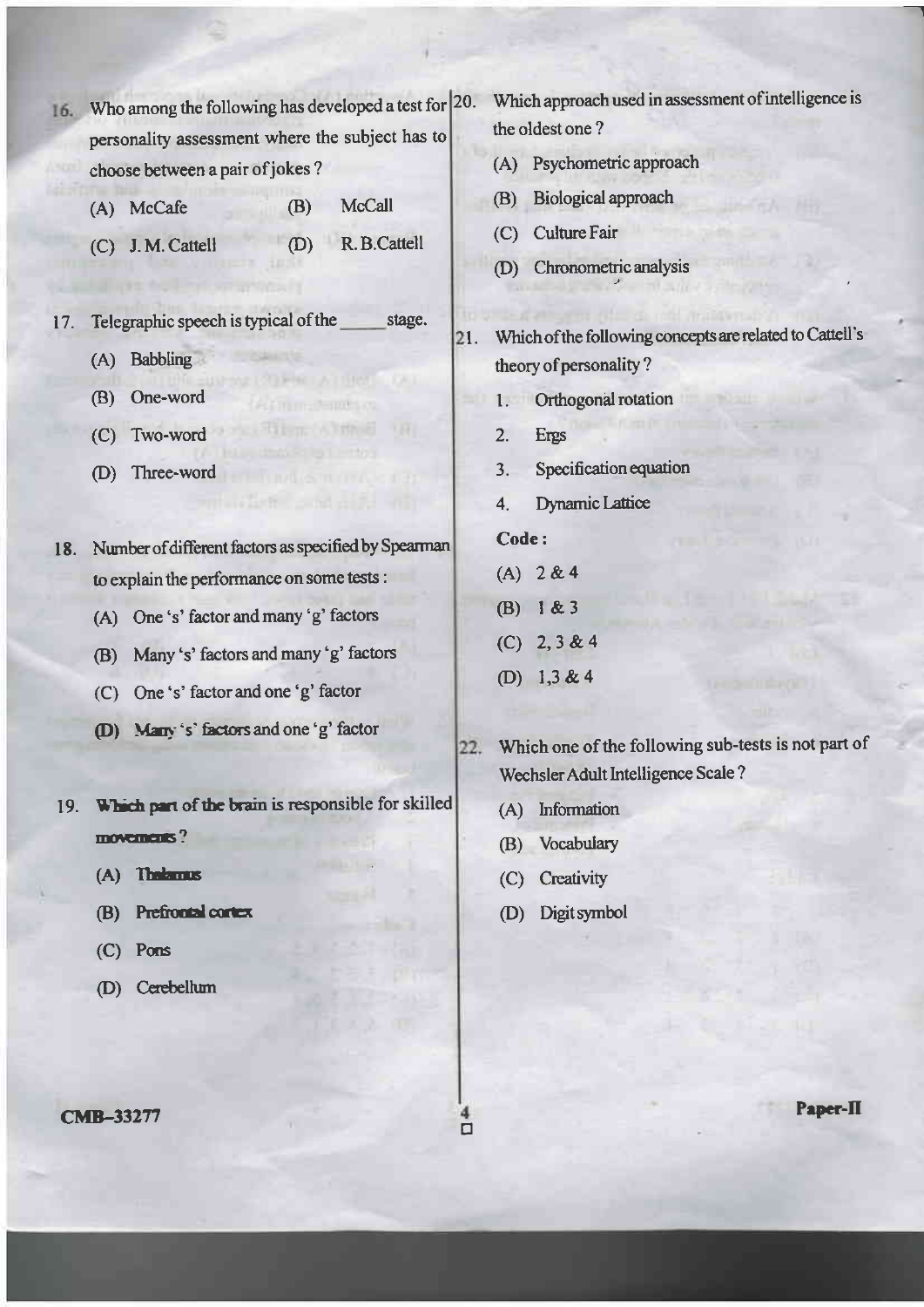16. Who among the following has developed a test for personality assessment where the subject has to choose between a pair of jokes ?

    (A) McCafe　　(B) McCall

    (C) J. M. Cattell　　(D) R. B. Cattell

17. Telegraphic speech is typical of the _____ stage.

    (A) Babbling

    (B) One-word

    (C) Two-word

    (D) Three-word

18. Number of different factors as specified by Spearman to explain the performance on some tests :

    (A) One 's' factor and many 'g' factors

    (B) Many 's' factors and many 'g' factors

    (C) One 's' factor and one 'g' factor

    (D) Many 's' factors and one 'g' factor

19. Which part of the brain is responsible for skilled movements ?

    (A) Thalamus

    (B) Prefrontal cortex

    (C) Pons

    (D) Cerebellum

20. Which approach used in assessment of intelligence is the oldest one ?

    (A) Psychometric approach

    (B) Biological approach

    (C) Culture Fair

    (D) Chronometric analysis

21. Which of the following concepts are related to Cattell's theory of personality ?

    1. Orthogonal rotation
    2. Ergs
    3. Specification equation
    4. Dynamic Lattice

    **Code :**

    (A) 2 & 4

    (B) 1 & 3

    (C) 2, 3 & 4

    (D) 1, 3 & 4

22. Which one of the following sub-tests is not part of Wechsler Adult Intelligence Scale ?

    (A) Information

    (B) Vocabulary

    (C) Creativity

    (D) Digit symbol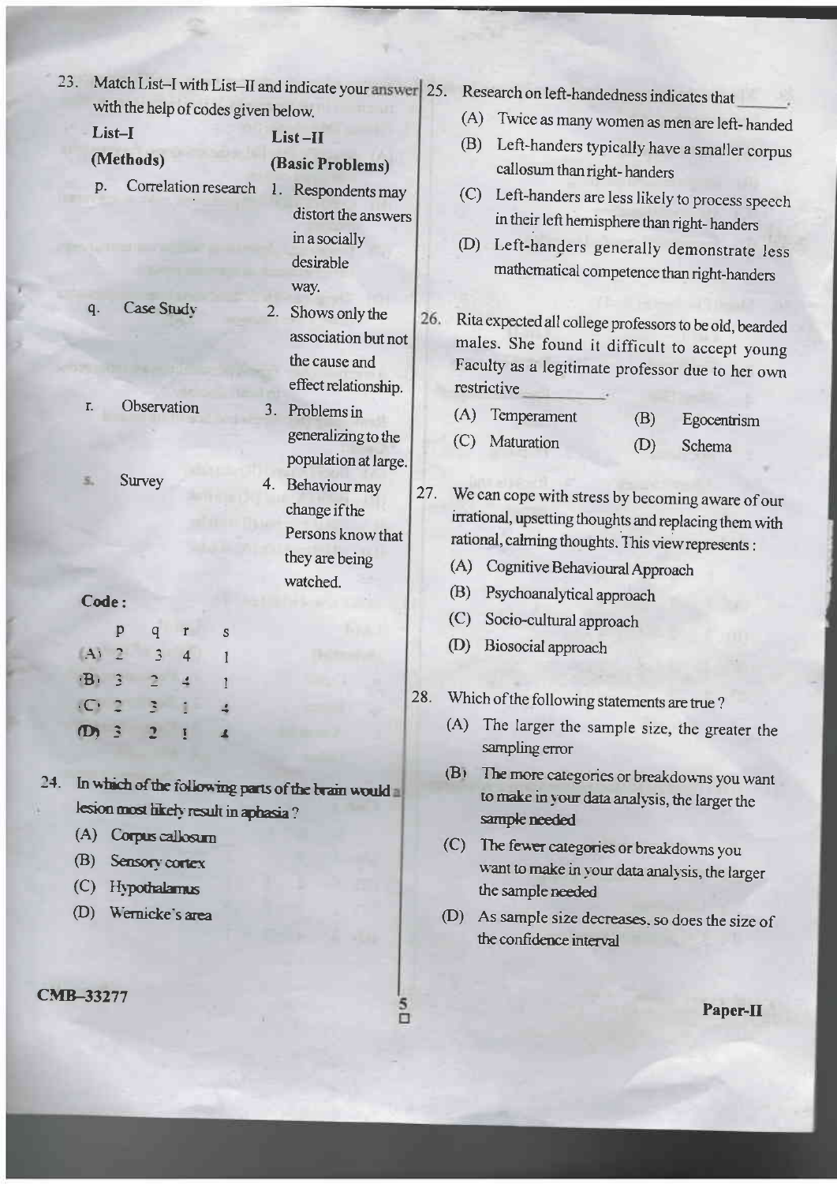23. Match List–I with List–II and indicate your answer with the help of codes given below.

| List–I (Methods) | List –II (Basic Problems) |
|---|---|
| p. Correlation research | 1. Respondents may distort the answers in a socially desirable way. |
| q. Case Study | 2. Shows only the association but not the cause and effect relationship. |
| r. Observation | 3. Problems in generalizing to the population at large. |
| s. Survey | 4. Behaviour may change if the Persons know that they are being watched. |

**Code :**

| | p | q | r | s |
|---|---|---|---|---|
| (A) | 2 | 3 | 4 | 1 |
| (B) | 3 | 2 | 4 | 1 |
| (C) | 2 | 3 | 1 | 4 |
| (D) | 3 | 2 | 1 | 4 |

24. In which of the following parts of the brain would a lesion most likely result in aphasia ?
   - (A) Corpus callosum
   - (B) Sensory cortex
   - (C) Hypothalamus
   - (D) Wernicke's area

25. Research on left-handedness indicates that ______.
   - (A) Twice as many women as men are left- handed
   - (B) Left-handers typically have a smaller corpus callosum than right- handers
   - (C) Left-handers are less likely to process speech in their left hemisphere than right- handers
   - (D) Left-handers generally demonstrate less mathematical competence than right-handers

26. Rita expected all college professors to be old, bearded males. She found it difficult to accept young Faculty as a legitimate professor due to her own restrictive ________.
   - (A) Temperament
   - (B) Egocentrism
   - (C) Maturation
   - (D) Schema

27. We can cope with stress by becoming aware of our irrational, upsetting thoughts and replacing them with rational, calming thoughts. This view represents :
   - (A) Cognitive Behavioural Approach
   - (B) Psychoanalytical approach
   - (C) Socio-cultural approach
   - (D) Biosocial approach

28. Which of the following statements are true ?
   - (A) The larger the sample size, the greater the sampling error
   - (B) The more categories or breakdowns you want to make in your data analysis, the larger the sample needed
   - (C) The fewer categories or breakdowns you want to make in your data analysis, the larger the sample needed
   - (D) As sample size decreases, so does the size of the confidence interval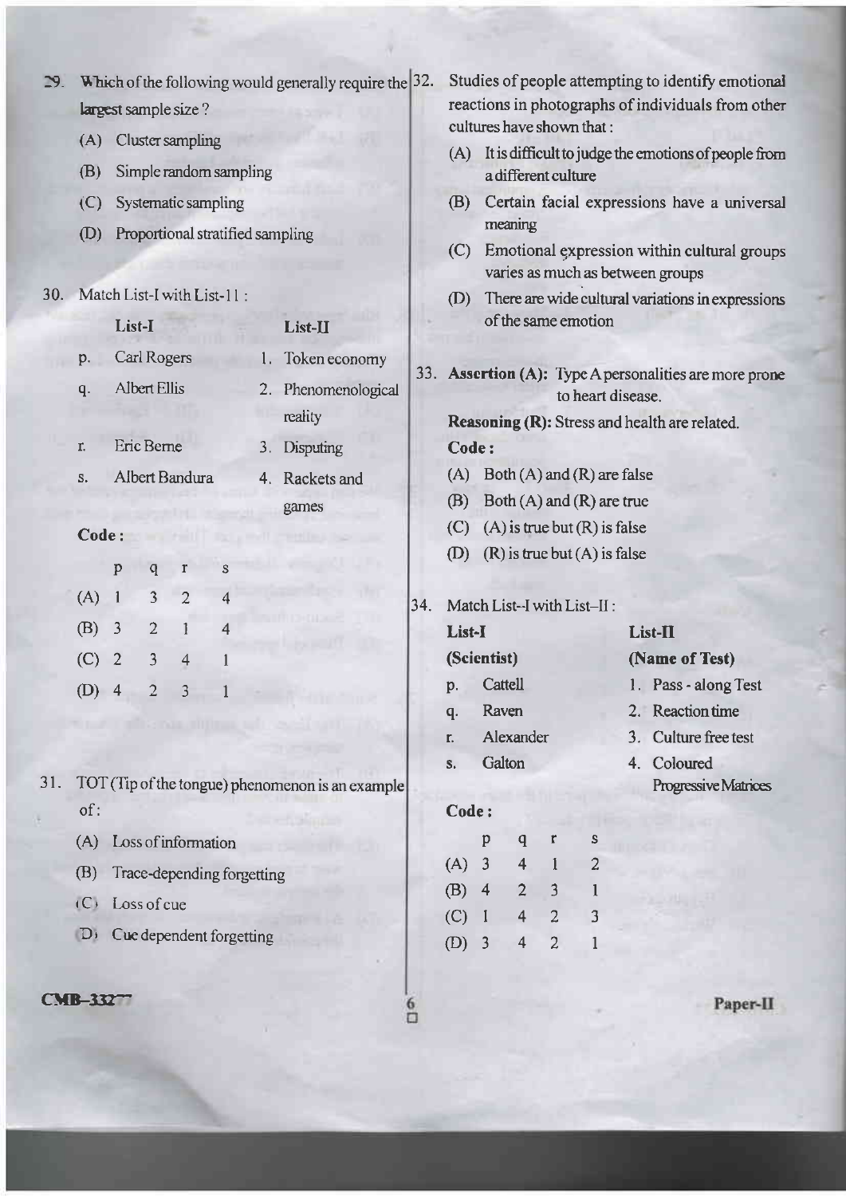29. Which of the following would generally require the largest sample size ?

(A) Cluster sampling

(B) Simple random sampling

(C) Systematic sampling

(D) Proportional stratified sampling

30. Match List-I with List-II :

| | List-I | | List-II |
|---|---|---|---|
| p. | Carl Rogers | 1. | Token economy |
| q. | Albert Ellis | 2. | Phenomenological reality |
| r. | Eric Berne | 3. | Disputing |
| s. | Albert Bandura | 4. | Rackets and games |

**Code :**

| | p | q | r | s |
|---|---|---|---|---|
| (A) | 1 | 3 | 2 | 4 |
| (B) | 3 | 2 | 1 | 4 |
| (C) | 2 | 3 | 4 | 1 |
| (D) | 4 | 2 | 3 | 1 |

31. TOT (Tip of the tongue) phenomenon is an example of :

(A) Loss of information

(B) Trace-depending forgetting

(C) Loss of cue

(D) Cue dependent forgetting

32. Studies of people attempting to identify emotional reactions in photographs of individuals from other cultures have shown that :

(A) It is difficult to judge the emotions of people from a different culture

(B) Certain facial expressions have a universal meaning

(C) Emotional expression within cultural groups varies as much as between groups

(D) There are wide cultural variations in expressions of the same emotion

33. **Assertion (A):** Type A personalities are more prone to heart disease.

**Reasoning (R):** Stress and health are related.

**Code :**

(A) Both (A) and (R) are false

(B) Both (A) and (R) are true

(C) (A) is true but (R) is false

(D) (R) is true but (A) is false

34. Match List-I with List-II :

| | List-I (Scientist) | | List-II (Name of Test) |
|---|---|---|---|
| p. | Cattell | 1. | Pass - along Test |
| q. | Raven | 2. | Reaction time |
| r. | Alexander | 3. | Culture free test |
| s. | Galton | 4. | Coloured Progressive Matrices |

**Code :**

| | p | q | r | s |
|---|---|---|---|---|
| (A) | 3 | 4 | 1 | 2 |
| (B) | 4 | 2 | 3 | 1 |
| (C) | 1 | 4 | 2 | 3 |
| (D) | 3 | 4 | 2 | 1 |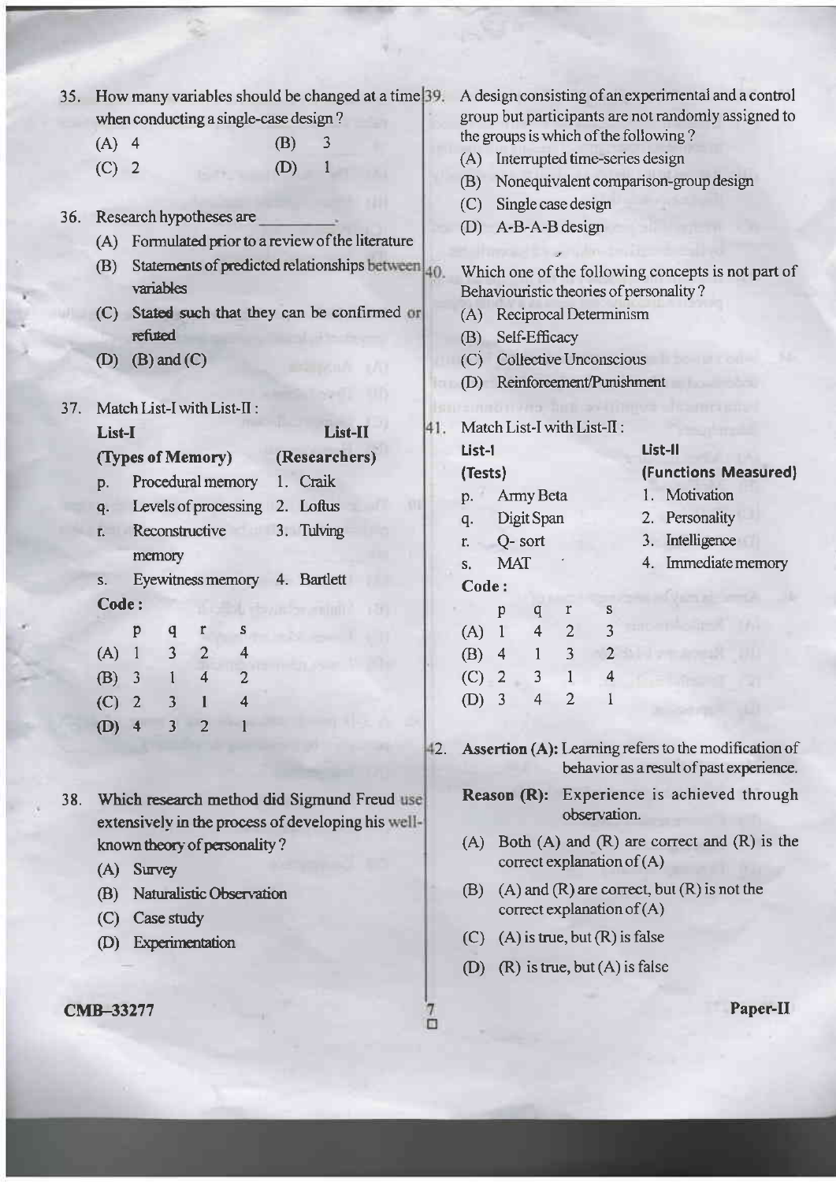35. How many variables should be changed at a time when conducting a single-case design ?

(A) 4 (B) 3

(C) 2 (D) 1

36. Research hypotheses are ________.

(A) Formulated prior to a review of the literature

(B) Statements of predicted relationships between variables

(C) Stated such that they can be confirmed or refuted

(D) (B) and (C)

37. Match List-I with List-II :

| List-I (Types of Memory) | List-II (Researchers) |
|---|---|
| p. Procedural memory | 1. Craik |
| q. Levels of processing | 2. Loftus |
| r. Reconstructive memory | 3. Tulving |
| s. Eyewitness memory | 4. Bartlett |

**Code :**

| | p | q | r | s |
|---|---|---|---|---|
| (A) | 1 | 3 | 2 | 4 |
| (B) | 3 | 1 | 4 | 2 |
| (C) | 2 | 3 | 1 | 4 |
| (D) | 4 | 3 | 2 | 1 |

38. Which research method did Sigmund Freud use extensively in the process of developing his well-known theory of personality ?

(A) Survey

(B) Naturalistic Observation

(C) Case study

(D) Experimentation

39. A design consisting of an experimental and a control group but participants are not randomly assigned to the groups is which of the following ?

(A) Interrupted time-series design

(B) Nonequivalent comparison-group design

(C) Single case design

(D) A-B-A-B design

40. Which one of the following concepts is not part of Behaviouristic theories of personality ?

(A) Reciprocal Determinism

(B) Self-Efficacy

(C) Collective Unconscious

(D) Reinforcement/Punishment

41. Match List-I with List-II :

| List-I (Tests) | List-II (Functions Measured) |
|---|---|
| p. Army Beta | 1. Motivation |
| q. Digit Span | 2. Personality |
| r. Q- sort | 3. Intelligence |
| s. MAT | 4. Immediate memory |

**Code :**

| | p | q | r | s |
|---|---|---|---|---|
| (A) | 1 | 4 | 2 | 3 |
| (B) | 4 | 1 | 3 | 2 |
| (C) | 2 | 3 | 1 | 4 |
| (D) | 3 | 4 | 2 | 1 |

42. **Assertion (A):** Learning refers to the modification of behavior as a result of past experience.

**Reason (R):** Experience is achieved through observation.

(A) Both (A) and (R) are correct and (R) is the correct explanation of (A)

(B) (A) and (R) are correct, but (R) is not the correct explanation of (A)

(C) (A) is true, but (R) is false

(D) (R) is true, but (A) is false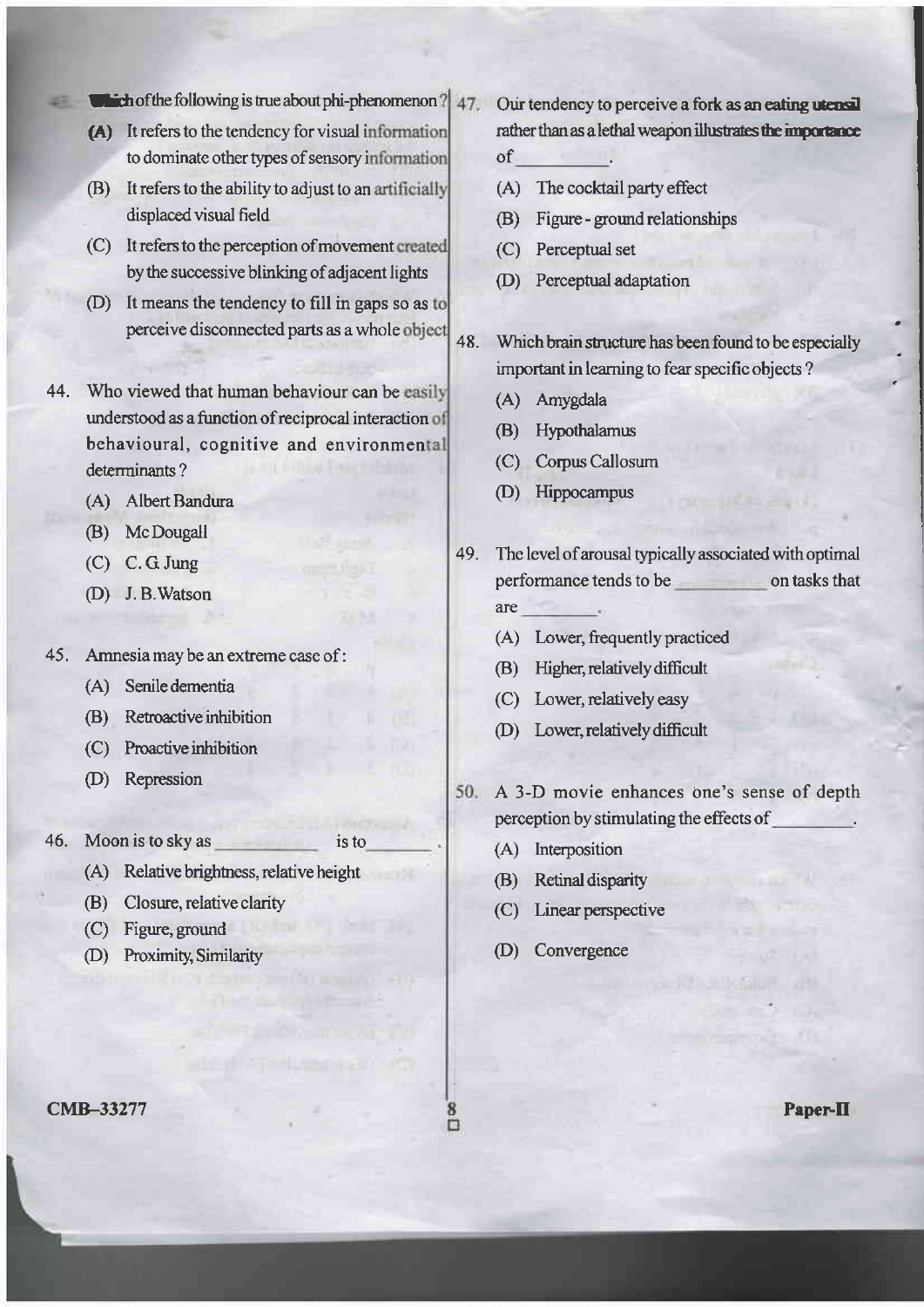43. Which of the following is true about phi-phenomenon ?

(A) It refers to the tendency for visual information to dominate other types of sensory information

(B) It refers to the ability to adjust to an artificially displaced visual field

(C) It refers to the perception of movement created by the successive blinking of adjacent lights

(D) It means the tendency to fill in gaps so as to perceive disconnected parts as a whole object

44. Who viewed that human behaviour can be easily understood as a function of reciprocal interaction of behavioural, cognitive and environmental determinants ?

(A) Albert Bandura

(B) Mc Dougall

(C) C. G. Jung

(D) J. B. Watson

45. Amnesia may be an extreme case of :

(A) Senile dementia

(B) Retroactive inhibition

(C) Proactive inhibition

(D) Repression

46. Moon is to sky as __________ is to__________ .

(A) Relative brightness, relative height

(B) Closure, relative clarity

(C) Figure, ground

(D) Proximity, Similarity

47. Our tendency to perceive a fork as an eating utensil rather than as a lethal weapon illustrates the importance of __________.

(A) The cocktail party effect

(B) Figure - ground relationships

(C) Perceptual set

(D) Perceptual adaptation

48. Which brain structure has been found to be especially important in learning to fear specific objects ?

(A) Amygdala

(B) Hypothalamus

(C) Corpus Callosum

(D) Hippocampus

49. The level of arousal typically associated with optimal performance tends to be __________ on tasks that are __________.

(A) Lower, frequently practiced

(B) Higher, relatively difficult

(C) Lower, relatively easy

(D) Lower, relatively difficult

50. A 3-D movie enhances one's sense of depth perception by stimulating the effects of__________.

(A) Interposition

(B) Retinal disparity

(C) Linear perspective

(D) Convergence